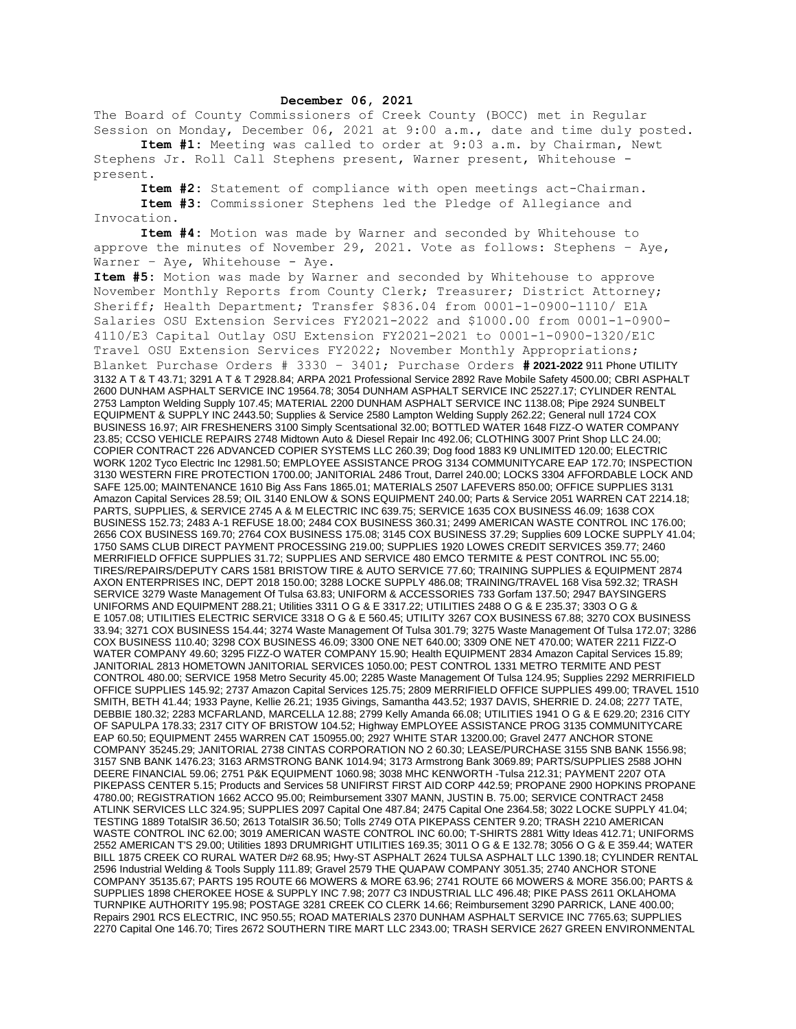**December 06, 2021**

The Board of County Commissioners of Creek County (BOCC) met in Regular Session on Monday, December 06, 2021 at 9:00 a.m., date and time duly posted.

**Item #1:** Meeting was called to order at 9:03 a.m. by Chairman, Newt Stephens Jr. Roll Call Stephens present, Warner present, Whitehouse - present.

**Item #2:** Statement of compliance with open meetings act-Chairman.

**Item #3:** Commissioner Stephens led the Pledge of Allegiance and Invocation.

**Item #4:** Motion was made by Warner and seconded by Whitehouse to approve the minutes of November 29, 2021. Vote as follows: Stephens – Aye, Warner – Aye, Whitehouse - Aye.

**Item #5:** Motion was made by Warner and seconded by Whitehouse to approve November Monthly Reports from County Clerk; Treasurer; District Attorney; Sheriff; Health Department; Transfer $836.04 from 0001-1-0900-1110/ E1A Salaries OSU Extension Services FY2021-2022 and $1000.00 from 0001-1-0900-4110/E3 Capital Outlay OSU Extension FY2021-2021 to 0001-1-0900-1320/E1C Travel OSU Extension Services FY2022; November Monthly Appropriations; Blanket Purchase Orders # 3330 - 3401; Purchase Orders **# 2021-2022** 911 Phone UTILITY 3132 A T & T 43.71; 3291 A T & T 2928.84; ARPA 2021 Professional Service 2892 Rave Mobile Safety 4500.00; CBRI ASPHALT 2600 DUNHAM ASPHALT SERVICE INC 19564.78; 3054 DUNHAM ASPHALT SERVICE INC 25227.17; CYLINDER RENTAL 2753 Lampton Welding Supply 107.45; MATERIAL 2200 DUNHAM ASPHALT SERVICE INC 1138.08; Pipe 2924 SUNBELT EQUIPMENT & SUPPLY INC 2443.50; Supplies & Service 2580 Lampton Welding Supply 262.22; General null 1724 COX BUSINESS 16.97; AIR FRESHENERS 3100 Simply Scentsational 32.00; BOTTLED WATER 1648 FIZZ-O WATER COMPANY 23.85; CCSO VEHICLE REPAIRS 2748 Midtown Auto & Diesel Repair Inc 492.06; CLOTHING 3007 Print Shop LLC 24.00; COPIER CONTRACT 226 ADVANCED COPIER SYSTEMS LLC 260.39; Dog food 1883 K9 UNLIMITED 120.00; ELECTRIC WORK 1202 Tyco Electric Inc 12981.50; EMPLOYEE ASSISTANCE PROG 3134 COMMUNITYCARE EAP 172.70; INSPECTION 3130 WESTERN FIRE PROTECTION 1700.00; JANITORIAL 2486 Trout, Darrel 240.00; LOCKS 3304 AFFORDABLE LOCK AND SAFE 125.00; MAINTENANCE 1610 Big Ass Fans 1865.01; MATERIALS 2507 LAFEVERS 850.00; OFFICE SUPPLIES 3131 Amazon Capital Services 28.59; OIL 3140 ENLOW & SONS EQUIPMENT 240.00; Parts & Service 2051 WARREN CAT 2214.18; PARTS, SUPPLIES, & SERVICE 2745 A & M ELECTRIC INC 639.75; SERVICE 1635 COX BUSINESS 46.09; 1638 COX BUSINESS 152.73; 2483 A-1 REFUSE 18.00; 2484 COX BUSINESS 360.31; 2499 AMERICAN WASTE CONTROL INC 176.00; 2656 COX BUSINESS 169.70; 2764 COX BUSINESS 175.08; 3145 COX BUSINESS 37.29; Supplies 609 LOCKE SUPPLY 41.04; 1750 SAMS CLUB DIRECT PAYMENT PROCESSING 219.00; SUPPLIES 1920 LOWES CREDIT SERVICES 359.77; 2460 MERRIFIELD OFFICE SUPPLIES 31.72; SUPPLIES AND SERVICE 480 EMCO TERMITE & PEST CONTROL INC 55.00; TIRES/REPAIRS/DEPUTY CARS 1581 BRISTOW TIRE & AUTO SERVICE 77.60; TRAINING SUPPLIES & EQUIPMENT 2874 AXON ENTERPRISES INC, DEPT 2018 150.00; 3288 LOCKE SUPPLY 486.08; TRAINING/TRAVEL 168 Visa 592.32; TRASH SERVICE 3279 Waste Management Of Tulsa 63.83; UNIFORM & ACCESSORIES 733 Gorfam 137.50; 2947 BAYSINGERS UNIFORMS AND EQUIPMENT 288.21; Utilities 3311 O G & E 3317.22; UTILITIES 2488 O G & E 235.37; 3303 O G & E 1057.08; UTILITIES ELECTRIC SERVICE 3318 O G & E 560.45; UTILITY 3267 COX BUSINESS 67.88; 3270 COX BUSINESS 33.94; 3271 COX BUSINESS 154.44; 3274 Waste Management Of Tulsa 301.79; 3275 Waste Management Of Tulsa 172.07; 3286 COX BUSINESS 110.40; 3298 COX BUSINESS 46.09; 3300 ONE NET 640.00; 3309 ONE NET 470.00; WATER 2211 FIZZ-O WATER COMPANY 49.60; 3295 FIZZ-O WATER COMPANY 15.90; Health EQUIPMENT 2834 Amazon Capital Services 15.89; JANITORIAL 2813 HOMETOWN JANITORIAL SERVICES 1050.00; PEST CONTROL 1331 METRO TERMITE AND PEST CONTROL 480.00; SERVICE 1958 Metro Security 45.00; 2285 Waste Management Of Tulsa 124.95; Supplies 2292 MERRIFIELD OFFICE SUPPLIES 145.92; 2737 Amazon Capital Services 125.75; 2809 MERRIFIELD OFFICE SUPPLIES 499.00; TRAVEL 1510 SMITH, BETH 41.44; 1933 Payne, Kellie 26.21; 1935 Givings, Samantha 443.52; 1937 DAVIS, SHERRIE D. 24.08; 2277 TATE, DEBBIE 180.32; 2283 MCFARLAND, MARCELLA 12.88; 2799 Kelly Amanda 66.08; UTILITIES 1941 O G & E 629.20; 2316 CITY OF SAPULPA 178.33; 2317 CITY OF BRISTOW 104.52; Highway EMPLOYEE ASSISTANCE PROG 3135 COMMUNITYCARE EAP 60.50; EQUIPMENT 2455 WARREN CAT 150955.00; 2927 WHITE STAR 13200.00; Gravel 2477 ANCHOR STONE COMPANY 35245.29; JANITORIAL 2738 CINTAS CORPORATION NO 2 60.30; LEASE/PURCHASE 3155 SNB BANK 1556.98; 3157 SNB BANK 1476.23; 3163 ARMSTRONG BANK 1014.94; 3173 Armstrong Bank 3069.89; PARTS/SUPPLIES 2588 JOHN DEERE FINANCIAL 59.06; 2751 P&K EQUIPMENT 1060.98; 3038 MHC KENWORTH -Tulsa 212.31; PAYMENT 2207 OTA PIKEPASS CENTER 5.15; Products and Services 58 UNIFIRST FIRST AID CORP 442.59; PROPANE 2900 HOPKINS PROPANE 4780.00; REGISTRATION 1662 ACCO 95.00; Reimbursement 3307 MANN, JUSTIN B. 75.00; SERVICE CONTRACT 2458 ATLINK SERVICES LLC 324.95; SUPPLIES 2097 Capital One 487.84; 2475 Capital One 2364.58; 3022 LOCKE SUPPLY 41.04; TESTING 1889 TotalSIR 36.50; 2613 TotalSIR 36.50; Tolls 2749 OTA PIKEPASS CENTER 9.20; TRASH 2210 AMERICAN WASTE CONTROL INC 62.00; 3019 AMERICAN WASTE CONTROL INC 60.00; T-SHIRTS 2881 Witty Ideas 412.71; UNIFORMS 2552 AMERICAN T'S 29.00; Utilities 1893 DRUMRIGHT UTILITIES 169.35; 3011 O G & E 132.78; 3056 O G & E 359.44; WATER BILL 1875 CREEK CO RURAL WATER D#2 68.95; Hwy-ST ASPHALT 2624 TULSA ASPHALT LLC 1390.18; CYLINDER RENTAL 2596 Industrial Welding & Tools Supply 111.89; Gravel 2579 THE QUAPAW COMPANY 3051.35; 2740 ANCHOR STONE COMPANY 35135.67; PARTS 195 ROUTE 66 MOWERS & MORE 63.96; 2741 ROUTE 66 MOWERS & MORE 356.00; PARTS & SUPPLIES 1898 CHEROKEE HOSE & SUPPLY INC 7.98; 2077 C3 INDUSTRIAL LLC 496.48; PIKE PASS 2611 OKLAHOMA TURNPIKE AUTHORITY 195.98; POSTAGE 3281 CREEK CO CLERK 14.66; Reimbursement 3290 PARRICK, LANE 400.00; Repairs 2901 RCS ELECTRIC, INC 950.55; ROAD MATERIALS 2370 DUNHAM ASPHALT SERVICE INC 7765.63; SUPPLIES 2270 Capital One 146.70; Tires 2672 SOUTHERN TIRE MART LLC 2343.00; TRASH SERVICE 2627 GREEN ENVIRONMENTAL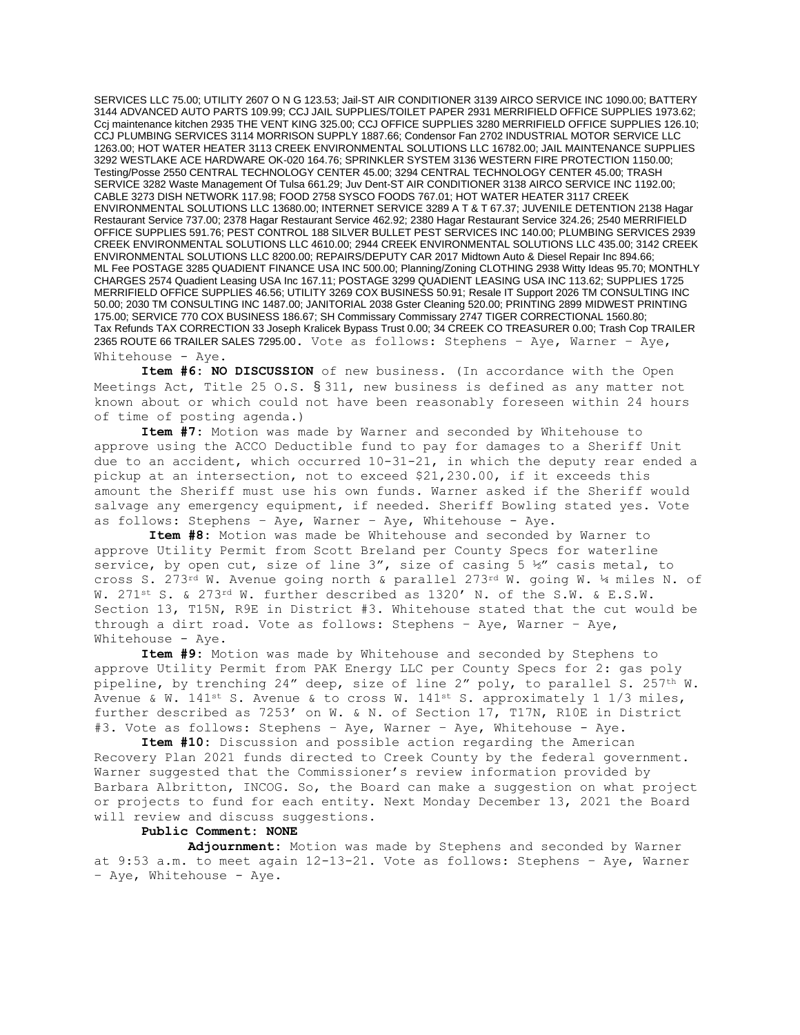SERVICES LLC 75.00; UTILITY 2607 O N G 123.53; Jail-ST AIR CONDITIONER 3139 AIRCO SERVICE INC 1090.00; BATTERY 3144 ADVANCED AUTO PARTS 109.99; CCJ JAIL SUPPLIES/TOILET PAPER 2931 MERRIFIELD OFFICE SUPPLIES 1973.62; Ccj maintenance kitchen 2935 THE VENT KING 325.00; CCJ OFFICE SUPPLIES 3280 MERRIFIELD OFFICE SUPPLIES 126.10; CCJ PLUMBING SERVICES 3114 MORRISON SUPPLY 1887.66; Condensor Fan 2702 INDUSTRIAL MOTOR SERVICE LLC 1263.00; HOT WATER HEATER 3113 CREEK ENVIRONMENTAL SOLUTIONS LLC 16782.00; JAIL MAINTENANCE SUPPLIES 3292 WESTLAKE ACE HARDWARE OK-020 164.76; SPRINKLER SYSTEM 3136 WESTERN FIRE PROTECTION 1150.00; Testing/Posse 2550 CENTRAL TECHNOLOGY CENTER 45.00; 3294 CENTRAL TECHNOLOGY CENTER 45.00; TRASH SERVICE 3282 Waste Management Of Tulsa 661.29; Juv Dent-ST AIR CONDITIONER 3138 AIRCO SERVICE INC 1192.00; CABLE 3273 DISH NETWORK 117.98; FOOD 2758 SYSCO FOODS 767.01; HOT WATER HEATER 3117 CREEK ENVIRONMENTAL SOLUTIONS LLC 13680.00; INTERNET SERVICE 3289 A T & T 67.37; JUVENILE DETENTION 2138 Hagar Restaurant Service 737.00; 2378 Hagar Restaurant Service 462.92; 2380 Hagar Restaurant Service 324.26; 2540 MERRIFIELD OFFICE SUPPLIES 591.76; PEST CONTROL 188 SILVER BULLET PEST SERVICES INC 140.00; PLUMBING SERVICES 2939 CREEK ENVIRONMENTAL SOLUTIONS LLC 4610.00; 2944 CREEK ENVIRONMENTAL SOLUTIONS LLC 435.00; 3142 CREEK ENVIRONMENTAL SOLUTIONS LLC 8200.00; REPAIRS/DEPUTY CAR 2017 Midtown Auto & Diesel Repair Inc 894.66; ML Fee POSTAGE 3285 QUADIENT FINANCE USA INC 500.00; Planning/Zoning CLOTHING 2938 Witty Ideas 95.70; MONTHLY CHARGES 2574 Quadient Leasing USA Inc 167.11; POSTAGE 3299 QUADIENT LEASING USA INC 113.62; SUPPLIES 1725 MERRIFIELD OFFICE SUPPLIES 46.56; UTILITY 3269 COX BUSINESS 50.91; Resale IT Support 2026 TM CONSULTING INC 50.00; 2030 TM CONSULTING INC 1487.00; JANITORIAL 2038 Gster Cleaning 520.00; PRINTING 2899 MIDWEST PRINTING 175.00; SERVICE 770 COX BUSINESS 186.67; SH Commissary Commissary 2747 TIGER CORRECTIONAL 1560.80; Tax Refunds TAX CORRECTION 33 Joseph Kralicek Bypass Trust 0.00; 34 CREEK CO TREASURER 0.00; Trash Cop TRAILER 2365 ROUTE 66 TRAILER SALES 7295.00. Vote as follows: Stephens – Aye, Warner – Aye, Whitehouse - Aye.

**Item #6: NO DISCUSSION** of new business. (In accordance with the Open Meetings Act, Title 25 O.S. § 311, new business is defined as any matter not known about or which could not have been reasonably foreseen within 24 hours of time of posting agenda.)

**Item #7:** Motion was made by Warner and seconded by Whitehouse to approve using the ACCO Deductible fund to pay for damages to a Sheriff Unit due to an accident, which occurred 10-31-21, in which the deputy rear ended a pickup at an intersection, not to exceed $21,230.00, if it exceeds this amount the Sheriff must use his own funds. Warner asked if the Sheriff would salvage any emergency equipment, if needed. Sheriff Bowling stated yes. Vote as follows: Stephens – Aye, Warner – Aye, Whitehouse - Aye.

**Item #8:** Motion was made be Whitehouse and seconded by Warner to approve Utility Permit from Scott Breland per County Specs for waterline service, by open cut, size of line 3", size of casing 5 ½" casis metal, to cross S. 273rd W. Avenue going north & parallel 273rd W. going W. ¼ miles N. of W. 271st S. & 273rd W. further described as 1320' N. of the S.W. & E.S.W. Section 13, T15N, R9E in District #3. Whitehouse stated that the cut would be through a dirt road. Vote as follows: Stephens – Aye, Warner – Aye, Whitehouse - Aye.

**Item #9:** Motion was made by Whitehouse and seconded by Stephens to approve Utility Permit from PAK Energy LLC per County Specs for 2: gas poly pipeline, by trenching 24" deep, size of line 2" poly, to parallel S. 257th W. Avenue & W. 141st S. Avenue & to cross W. 141st S. approximately 1 1/3 miles, further described as 7253' on W. & N. of Section 17, T17N, R10E in District #3. Vote as follows: Stephens – Aye, Warner – Aye, Whitehouse - Aye.

**Item #10:** Discussion and possible action regarding the American Recovery Plan 2021 funds directed to Creek County by the federal government. Warner suggested that the Commissioner's review information provided by Barbara Albritton, INCOG. So, the Board can make a suggestion on what project or projects to fund for each entity. Next Monday December 13, 2021 the Board will review and discuss suggestions.

**Public Comment: NONE**

**Adjournment:** Motion was made by Stephens and seconded by Warner at 9:53 a.m. to meet again 12-13-21. Vote as follows: Stephens – Aye, Warner – Aye, Whitehouse - Aye.